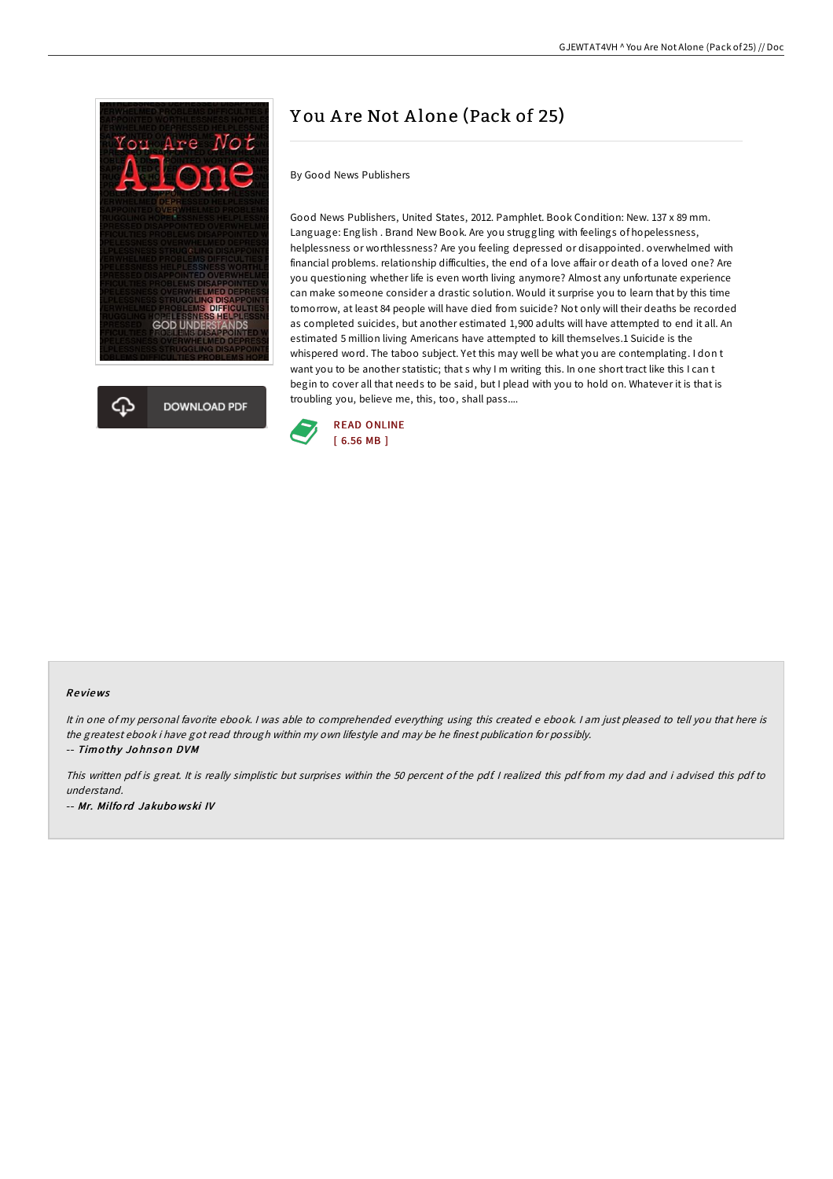# You Are Not Alone (Pack of 25)

By Good News Publishers

Good News Publishers, United States, 2012. Pamphlet. Book Condition: New. 137 x 89 mm. Language: English . Brand New Book. Are you struggling with feelings of hopelessness, helplessness or worthlessness? Are you feeling depressed or disappointed. overwhelmed with financial problems. relationship difficulties, the end of a love affair or death of a loved one? Are you questioning whether life is even worth living anymore? Almost any unfortunate experience can make someone consider a drastic solution. Would it surprise you to learn that by this time tomorrow, at least 84 people will have died from suicide? Not only will their deaths be recorded as completed suicides, but another estimated 1,900 adults will have attempted to end it all. An estimated 5 million living Americans have attempted to kill themselves.1 Suicide is the whispered word. The taboo subject. Yet this may well be what you are contemplating. I don t want you to be another statistic; that s why I m writing this. In one short tract like this I can t begin to cover all that needs to be said, but I plead with you to hold on. Whatever it is that is troubling you, believe me, this, too, shall pass....

READ ONLINE
[ 6.56 MB ]

### Reviews

*It in one of my personal favorite ebook. I was able to comprehended everything using this created e ebook. I am just pleased to tell you that here is the greatest ebook i have got read through within my own lifestyle and may be he finest publication for possibly.*

-- ***Timothy Johnson DVM***

*This written pdf is great. It is really simplistic but surprises within the 50 percent of the pdf. I realized this pdf from my dad and i advised this pdf to understand.*

-- ***Mr. Milford Jakubowski IV***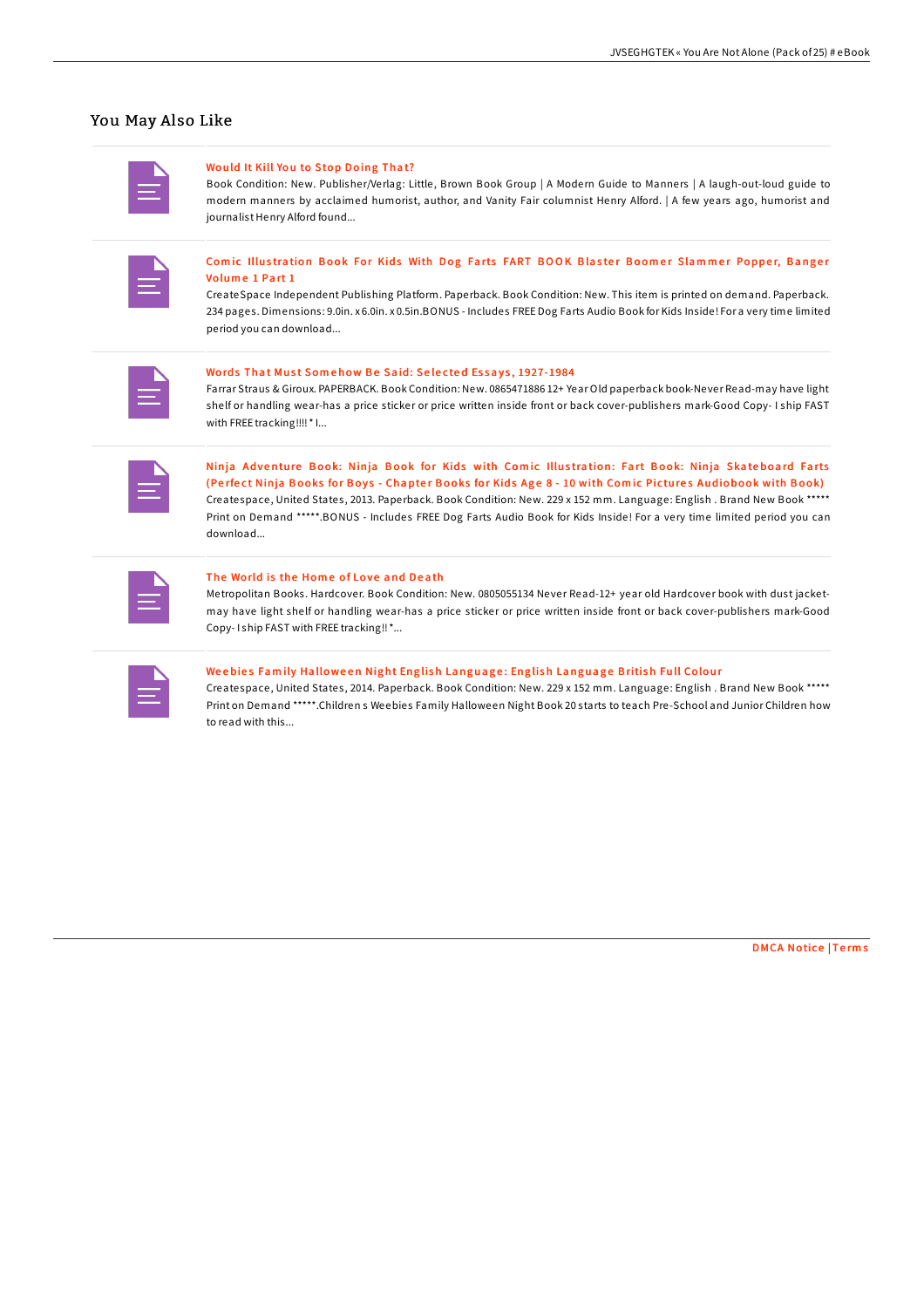## You May Also Like

### Would It Kill You to Stop Doing That?

Book Condition: New. Publisher/Verlag: Little, Brown Book Group | A Modern Guide to Manners | A laugh-out-loud guide to modern manners by acclaimed humorist, author, and Vanity Fair columnist Henry Alford. | A few years ago, humorist and journalist Henry Alford found...

### Comic Illustration Book For Kids With Dog Farts FART BOOK Blaster Boomer Slammer Popper, Banger Volume 1 Part 1

CreateSpace Independent Publishing Platform. Paperback. Book Condition: New. This item is printed on demand. Paperback. 234 pages. Dimensions: 9.0in. x 6.0in. x 0.5in.BONUS - Includes FREE Dog Farts Audio Book for Kids Inside! For a very time limited period you can download...

### Words That Must Somehow Be Said: Selected Essays, 1927-1984

Farrar Straus & Giroux. PAPERBACK. Book Condition: New. 0865471886 12+ Year Old paperback book-Never Read-may have light shelf or handling wear-has a price sticker or price written inside front or back cover-publishers mark-Good Copy- I ship FAST with FREE tracking!!!! * I...

### Ninja Adventure Book: Ninja Book for Kids with Comic Illustration: Fart Book: Ninja Skateboard Farts (Perfect Ninja Books for Boys - Chapter Books for Kids Age 8 - 10 with Comic Pictures Audiobook with Book)

Createspace, United States, 2013. Paperback. Book Condition: New. 229 x 152 mm. Language: English . Brand New Book ***** Print on Demand *****.BONUS - Includes FREE Dog Farts Audio Book for Kids Inside! For a very time limited period you can download...

### The World is the Home of Love and Death

Metropolitan Books. Hardcover. Book Condition: New. 0805055134 Never Read-12+ year old Hardcover book with dust jacket-may have light shelf or handling wear-has a price sticker or price written inside front or back cover-publishers mark-Good Copy- I ship FAST with FREE tracking!! *...

### Weebies Family Halloween Night English Language: English Language British Full Colour

Createspace, United States, 2014. Paperback. Book Condition: New. 229 x 152 mm. Language: English . Brand New Book ***** Print on Demand *****.Children s Weebies Family Halloween Night Book 20 starts to teach Pre-School and Junior Children how to read with this...